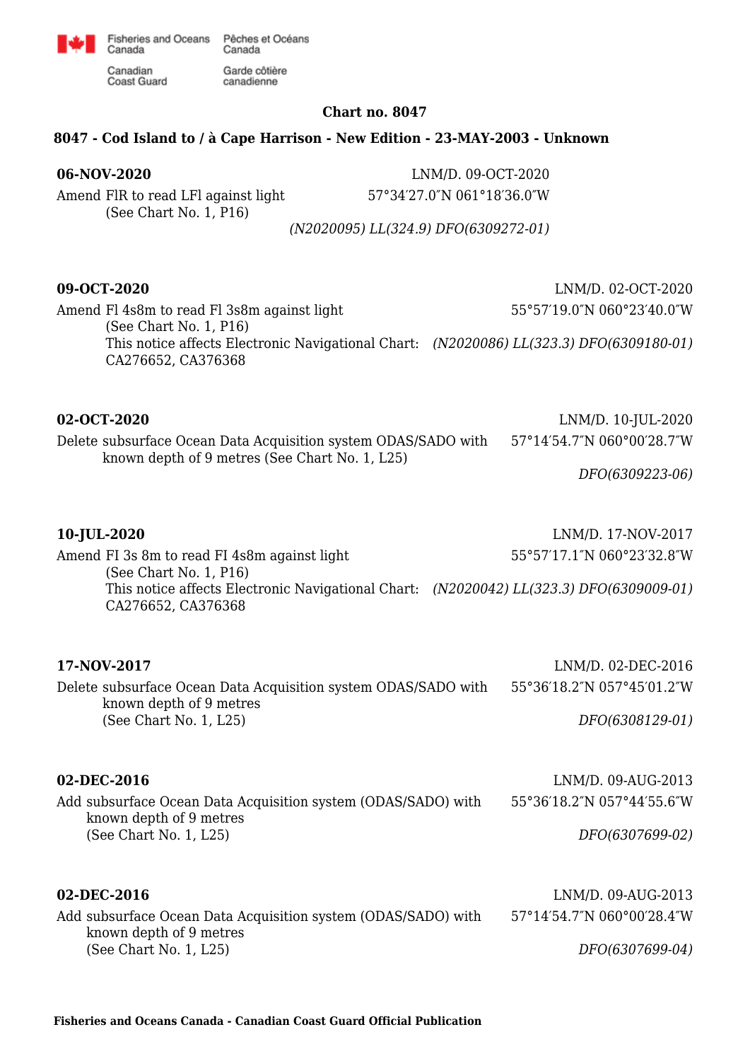Fisheries and Oceans Canada / Pêches et Océans Canada

Canadian Coast Guard / Garde côtière canadienne

## Chart no. 8047

### 8047 - Cod Island to / à Cape Harrison - New Edition - 23-MAY-2003 - Unknown

**06-NOV-2020** — LNM/D. 09-OCT-2020

Amend FlR to read LFl against light — 57°34′27.0″N 061°18′36.0″W
(See Chart No. 1, P16)

*(N2020095) LL(324.9) DFO(6309272-01)*

**09-OCT-2020** — LNM/D. 02-OCT-2020

Amend Fl 4s8m to read Fl 3s8m against light — 55°57′19.0″N 060°23′40.0″W
(See Chart No. 1, P16)
This notice affects Electronic Navigational Chart: CA276652, CA376368

*(N2020086) LL(323.3) DFO(6309180-01)*

**02-OCT-2020** — LNM/D. 10-JUL-2020

Delete subsurface Ocean Data Acquisition system ODAS/SADO with known depth of 9 metres (See Chart No. 1, L25) — 57°14′54.7″N 060°00′28.7″W

*DFO(6309223-06)*

**10-JUL-2020** — LNM/D. 17-NOV-2017

Amend FI 3s 8m to read FI 4s8m against light — 55°57′17.1″N 060°23′32.8″W
(See Chart No. 1, P16)
This notice affects Electronic Navigational Chart: CA276652, CA376368

*(N2020042) LL(323.3) DFO(6309009-01)*

**17-NOV-2017** — LNM/D. 02-DEC-2016

Delete subsurface Ocean Data Acquisition system ODAS/SADO with known depth of 9 metres — 55°36′18.2″N 057°45′01.2″W
(See Chart No. 1, L25)

*DFO(6308129-01)*

**02-DEC-2016** — LNM/D. 09-AUG-2013

Add subsurface Ocean Data Acquisition system (ODAS/SADO) with known depth of 9 metres — 55°36′18.2″N 057°44′55.6″W
(See Chart No. 1, L25)

*DFO(6307699-02)*

**02-DEC-2016** — LNM/D. 09-AUG-2013

Add subsurface Ocean Data Acquisition system (ODAS/SADO) with known depth of 9 metres — 57°14′54.7″N 060°00′28.4″W
(See Chart No. 1, L25)

*DFO(6307699-04)*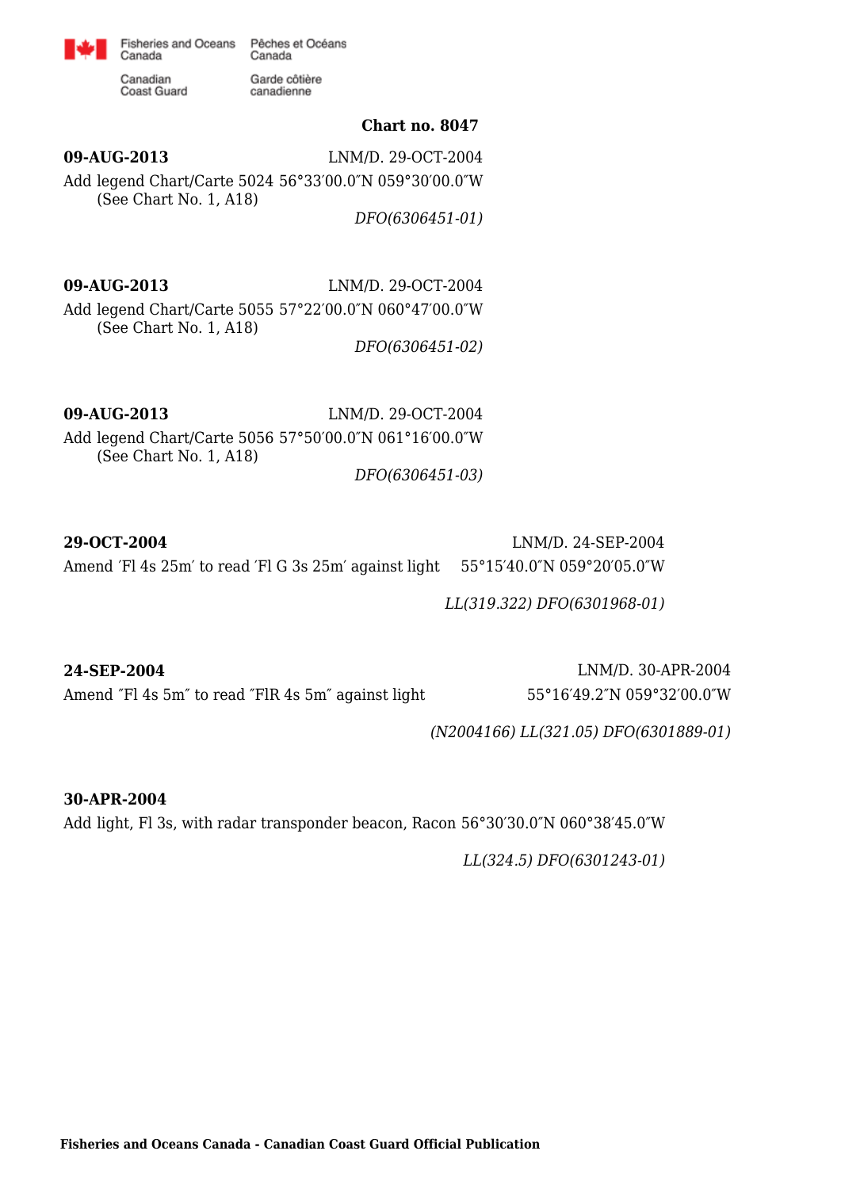Fisheries and Oceans Canada / Pêches et Océans Canada
Canadian Coast Guard / Garde côtière canadienne

**Chart no. 8047**

**09-AUG-2013** LNM/D. 29-OCT-2004

Add legend Chart/Carte 5024 56°33′00.0″N 059°30′00.0″W
(See Chart No. 1, A18)

*DFO(6306451-01)*

**09-AUG-2013** LNM/D. 29-OCT-2004

Add legend Chart/Carte 5055 57°22′00.0″N 060°47′00.0″W
(See Chart No. 1, A18)

*DFO(6306451-02)*

**09-AUG-2013** LNM/D. 29-OCT-2004

Add legend Chart/Carte 5056 57°50′00.0″N 061°16′00.0″W
(See Chart No. 1, A18)

*DFO(6306451-03)*

**29-OCT-2004** LNM/D. 24-SEP-2004

Amend ′Fl 4s 25m′ to read ′Fl G 3s 25m′ against light 55°15′40.0″N 059°20′05.0″W

*LL(319.322) DFO(6301968-01)*

**24-SEP-2004** LNM/D. 30-APR-2004

Amend ″Fl 4s 5m″ to read ″FlR 4s 5m″ against light 55°16′49.2″N 059°32′00.0″W

*(N2004166) LL(321.05) DFO(6301889-01)*

**30-APR-2004**

Add light, Fl 3s, with radar transponder beacon, Racon 56°30′30.0″N 060°38′45.0″W

*LL(324.5) DFO(6301243-01)*

**Fisheries and Oceans Canada - Canadian Coast Guard Official Publication**